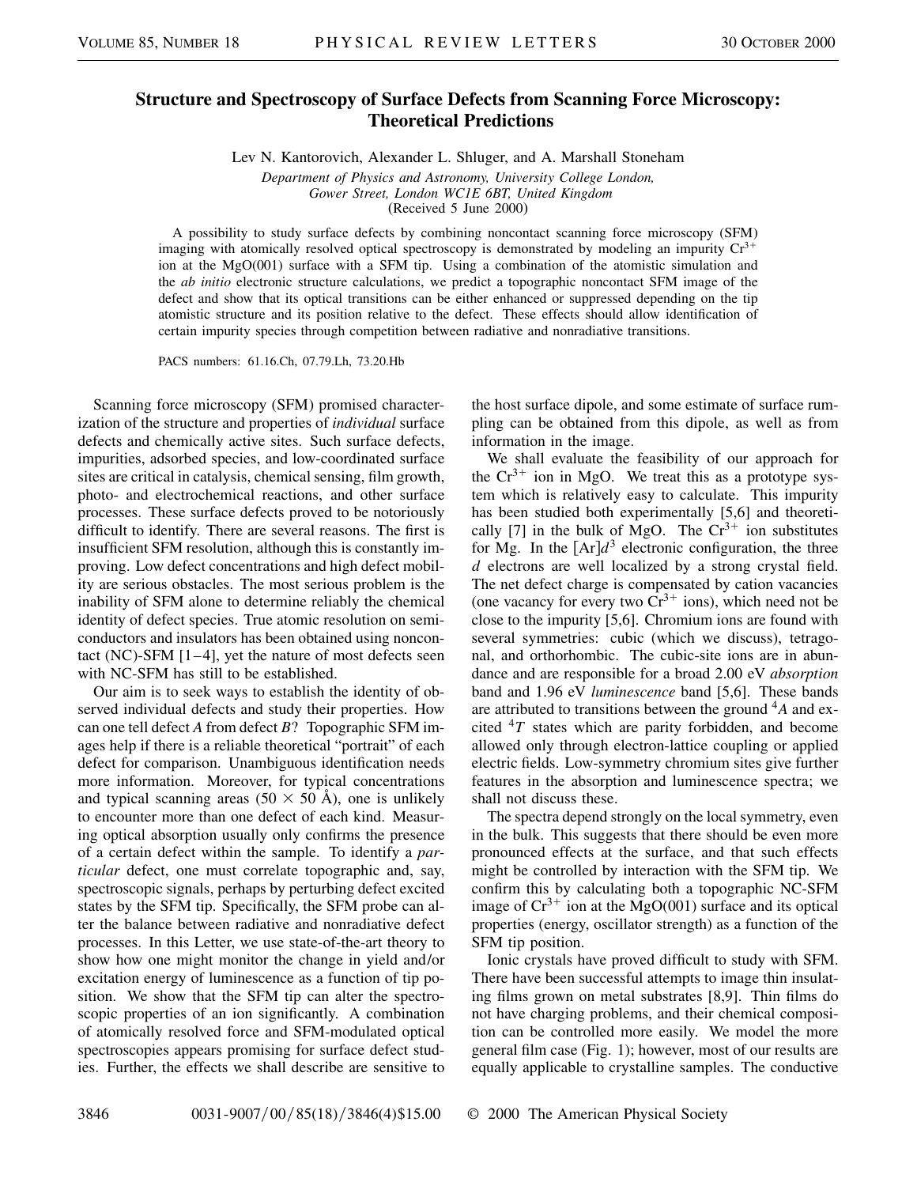# Structure and Spectroscopy of Surface Defects from Scanning Force Microscopy: Theoretical Predictions

Lev N. Kantorovich, Alexander L. Shluger, and A. Marshall Stoneham

*Department of Physics and Astronomy, University College London, Gower Street, London WC1E 6BT, United Kingdom*

(Received 5 June 2000)

A possibility to study surface defects by combining noncontact scanning force microscopy (SFM) imaging with atomically resolved optical spectroscopy is demonstrated by modeling an impurity $Cr^{3+}$ ion at the MgO(001) surface with a SFM tip. Using a combination of the atomistic simulation and the *ab initio* electronic structure calculations, we predict a topographic noncontact SFM image of the defect and show that its optical transitions can be either enhanced or suppressed depending on the tip atomistic structure and its position relative to the defect. These effects should allow identification of certain impurity species through competition between radiative and nonradiative transitions.

PACS numbers: 61.16.Ch, 07.79.Lh, 73.20.Hb

Scanning force microscopy (SFM) promised characterization of the structure and properties of *individual* surface defects and chemically active sites. Such surface defects, impurities, adsorbed species, and low-coordinated surface sites are critical in catalysis, chemical sensing, film growth, photo- and electrochemical reactions, and other surface processes. These surface defects proved to be notoriously difficult to identify. There are several reasons. The first is insufficient SFM resolution, although this is constantly improving. Low defect concentrations and high defect mobility are serious obstacles. The most serious problem is the inability of SFM alone to determine reliably the chemical identity of defect species. True atomic resolution on semiconductors and insulators has been obtained using noncontact (NC)-SFM [1–4], yet the nature of most defects seen with NC-SFM has still to be established.

Our aim is to seek ways to establish the identity of observed individual defects and study their properties. How can one tell defect *A* from defect *B*? Topographic SFM images help if there is a reliable theoretical "portrait" of each defect for comparison. Unambiguous identification needs more information. Moreover, for typical concentrations and typical scanning areas ($50 \times 50$ Å), one is unlikely to encounter more than one defect of each kind. Measuring optical absorption usually only confirms the presence of a certain defect within the sample. To identify a *particular* defect, one must correlate topographic and, say, spectroscopic signals, perhaps by perturbing defect excited states by the SFM tip. Specifically, the SFM probe can alter the balance between radiative and nonradiative defect processes. In this Letter, we use state-of-the-art theory to show how one might monitor the change in yield and/or excitation energy of luminescence as a function of tip position. We show that the SFM tip can alter the spectroscopic properties of an ion significantly. A combination of atomically resolved force and SFM-modulated optical spectroscopies appears promising for surface defect studies. Further, the effects we shall describe are sensitive to the host surface dipole, and some estimate of surface rumpling can be obtained from this dipole, as well as from information in the image.

We shall evaluate the feasibility of our approach for the $Cr^{3+}$ ion in MgO. We treat this as a prototype system which is relatively easy to calculate. This impurity has been studied both experimentally [5,6] and theoretically [7] in the bulk of MgO. The $Cr^{3+}$ ion substitutes for Mg. In the $[Ar]d^3$ electronic configuration, the three *d* electrons are well localized by a strong crystal field. The net defect charge is compensated by cation vacancies (one vacancy for every two $Cr^{3+}$ ions), which need not be close to the impurity [5,6]. Chromium ions are found with several symmetries: cubic (which we discuss), tetragonal, and orthorhombic. The cubic-site ions are in abundance and are responsible for a broad 2.00 eV *absorption* band and 1.96 eV *luminescence* band [5,6]. These bands are attributed to transitions between the ground $^4A$ and excited $^4T$ states which are parity forbidden, and become allowed only through electron-lattice coupling or applied electric fields. Low-symmetry chromium sites give further features in the absorption and luminescence spectra; we shall not discuss these.

The spectra depend strongly on the local symmetry, even in the bulk. This suggests that there should be even more pronounced effects at the surface, and that such effects might be controlled by interaction with the SFM tip. We confirm this by calculating both a topographic NC-SFM image of $Cr^{3+}$ ion at the MgO(001) surface and its optical properties (energy, oscillator strength) as a function of the SFM tip position.

Ionic crystals have proved difficult to study with SFM. There have been successful attempts to image thin insulating films grown on metal substrates [8,9]. Thin films do not have charging problems, and their chemical composition can be controlled more easily. We model the more general film case (Fig. 1); however, most of our results are equally applicable to crystalline samples. The conductive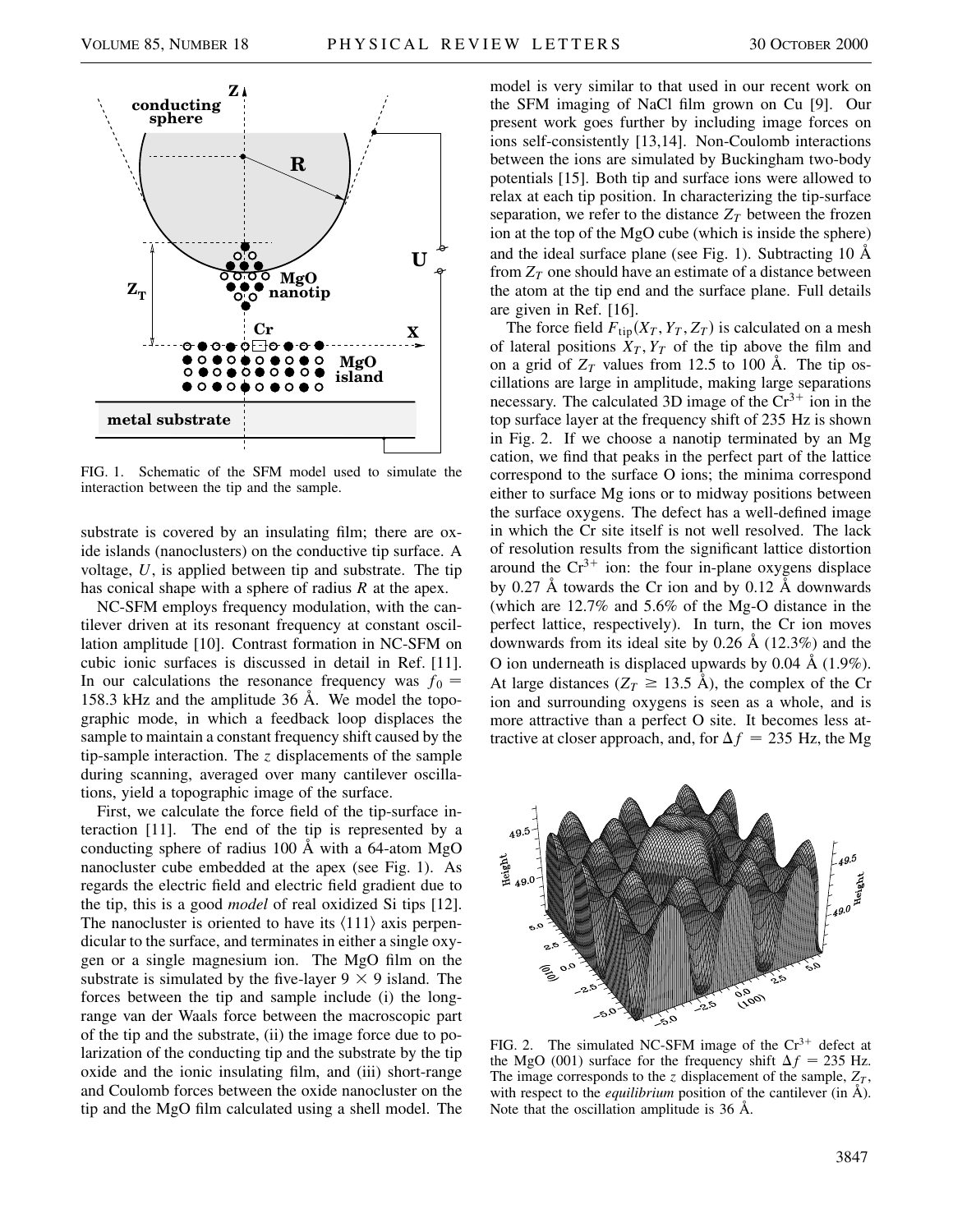FIG. 1. Schematic of the SFM model used to simulate the interaction between the tip and the sample.

substrate is covered by an insulating film; there are oxide islands (nanoclusters) on the conductive tip surface. A voltage, $U$, is applied between tip and substrate. The tip has conical shape with a sphere of radius $R$ at the apex.

NC-SFM employs frequency modulation, with the cantilever driven at its resonant frequency at constant oscillation amplitude [10]. Contrast formation in NC-SFM on cubic ionic surfaces is discussed in detail in Ref. [11]. In our calculations the resonance frequency was $f_0 = 158.3$ kHz and the amplitude 36 Å. We model the topographic mode, in which a feedback loop displaces the sample to maintain a constant frequency shift caused by the tip-sample interaction. The $z$ displacements of the sample during scanning, averaged over many cantilever oscillations, yield a topographic image of the surface.

First, we calculate the force field of the tip-surface interaction [11]. The end of the tip is represented by a conducting sphere of radius 100 Å with a 64-atom MgO nanocluster cube embedded at the apex (see Fig. 1). As regards the electric field and electric field gradient due to the tip, this is a good *model* of real oxidized Si tips [12]. The nanocluster is oriented to have its $\langle 111 \rangle$ axis perpendicular to the surface, and terminates in either a single oxygen or a single magnesium ion. The MgO film on the substrate is simulated by the five-layer $9 \times 9$ island. The forces between the tip and sample include (i) the long-range van der Waals force between the macroscopic part of the tip and the substrate, (ii) the image force due to polarization of the conducting tip and the substrate by the tip oxide and the ionic insulating film, and (iii) short-range and Coulomb forces between the oxide nanocluster on the tip and the MgO film calculated using a shell model. The model is very similar to that used in our recent work on the SFM imaging of NaCl film grown on Cu [9]. Our present work goes further by including image forces on ions self-consistently [13,14]. Non-Coulomb interactions between the ions are simulated by Buckingham two-body potentials [15]. Both tip and surface ions were allowed to relax at each tip position. In characterizing the tip-surface separation, we refer to the distance $Z_T$ between the frozen ion at the top of the MgO cube (which is inside the sphere) and the ideal surface plane (see Fig. 1). Subtracting 10 Å from $Z_T$ one should have an estimate of a distance between the atom at the tip end and the surface plane. Full details are given in Ref. [16].

The force field $F_{\text{tip}}(X_T, Y_T, Z_T)$ is calculated on a mesh of lateral positions $X_T, Y_T$ of the tip above the film and on a grid of $Z_T$ values from 12.5 to 100 Å. The tip oscillations are large in amplitude, making large separations necessary. The calculated 3D image of the $Cr^{3+}$ ion in the top surface layer at the frequency shift of 235 Hz is shown in Fig. 2. If we choose a nanotip terminated by an Mg cation, we find that peaks in the perfect part of the lattice correspond to the surface O ions; the minima correspond either to surface Mg ions or to midway positions between the surface oxygens. The defect has a well-defined image in which the Cr site itself is not well resolved. The lack of resolution results from the significant lattice distortion around the $Cr^{3+}$ ion: the four in-plane oxygens displace by 0.27 Å towards the Cr ion and by 0.12 Å downwards (which are 12.7% and 5.6% of the Mg-O distance in the perfect lattice, respectively). In turn, the Cr ion moves downwards from its ideal site by 0.26 Å (12.3%) and the O ion underneath is displaced upwards by 0.04 Å (1.9%). At large distances ($Z_T \geq 13.5$ Å), the complex of the Cr ion and surrounding oxygens is seen as a whole, and is more attractive than a perfect O site. It becomes less attractive at closer approach, and, for $\Delta f = 235$ Hz, the Mg

FIG. 2. The simulated NC-SFM image of the $Cr^{3+}$ defect at the MgO (001) surface for the frequency shift $\Delta f = 235$ Hz. The image corresponds to the $z$ displacement of the sample, $Z_T$, with respect to the *equilibrium* position of the cantilever (in Å). Note that the oscillation amplitude is 36 Å.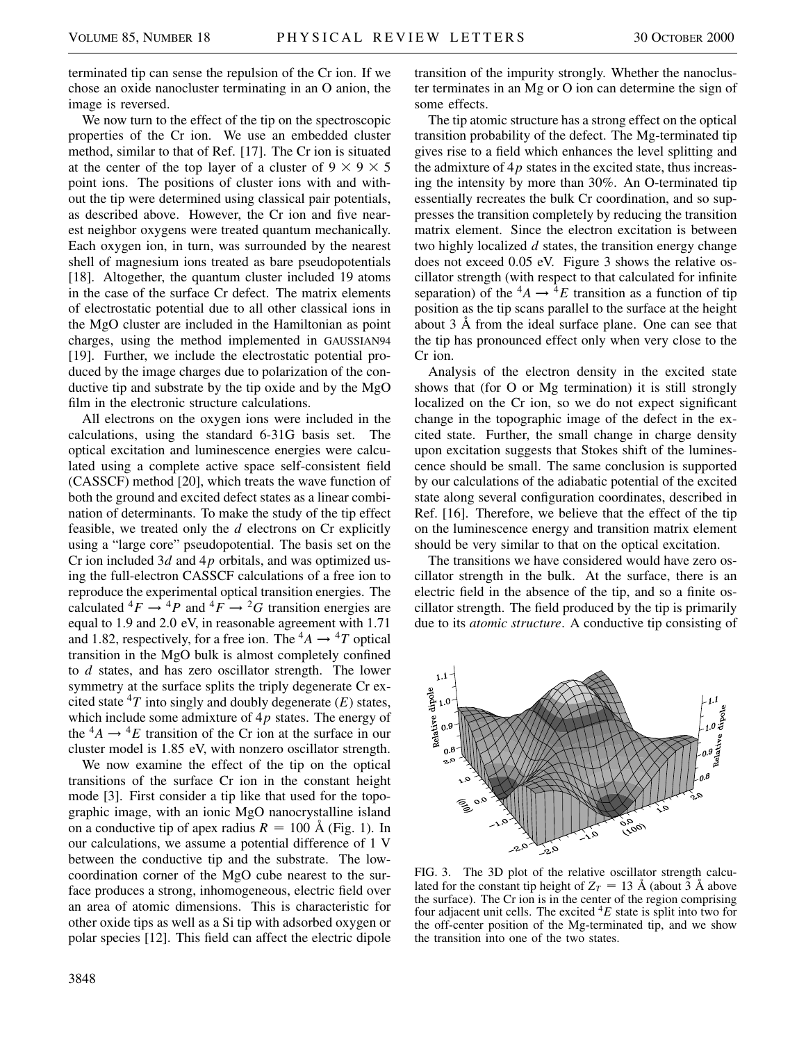terminated tip can sense the repulsion of the Cr ion. If we chose an oxide nanocluster terminating in an O anion, the image is reversed.

We now turn to the effect of the tip on the spectroscopic properties of the Cr ion. We use an embedded cluster method, similar to that of Ref. [17]. The Cr ion is situated at the center of the top layer of a cluster of $9 \times 9 \times 5$ point ions. The positions of cluster ions with and without the tip were determined using classical pair potentials, as described above. However, the Cr ion and five nearest neighbor oxygens were treated quantum mechanically. Each oxygen ion, in turn, was surrounded by the nearest shell of magnesium ions treated as bare pseudopotentials [18]. Altogether, the quantum cluster included 19 atoms in the case of the surface Cr defect. The matrix elements of electrostatic potential due to all other classical ions in the MgO cluster are included in the Hamiltonian as point charges, using the method implemented in GAUSSIAN94 [19]. Further, we include the electrostatic potential produced by the image charges due to polarization of the conductive tip and substrate by the tip oxide and by the MgO film in the electronic structure calculations.

All electrons on the oxygen ions were included in the calculations, using the standard 6-31G basis set. The optical excitation and luminescence energies were calculated using a complete active space self-consistent field (CASSCF) method [20], which treats the wave function of both the ground and excited defect states as a linear combination of determinants. To make the study of the tip effect feasible, we treated only the $d$ electrons on Cr explicitly using a "large core" pseudopotential. The basis set on the Cr ion included $3d$ and $4p$ orbitals, and was optimized using the full-electron CASSCF calculations of a free ion to reproduce the experimental optical transition energies. The calculated $^4F \rightarrow {}^4P$ and $^4F \rightarrow {}^2G$ transition energies are equal to 1.9 and 2.0 eV, in reasonable agreement with 1.71 and 1.82, respectively, for a free ion. The $^4A \rightarrow {}^4T$ optical transition in the MgO bulk is almost completely confined to $d$ states, and has zero oscillator strength. The lower symmetry at the surface splits the triply degenerate Cr excited state $^4T$ into singly and doubly degenerate ($E$) states, which include some admixture of $4p$ states. The energy of the $^4A \rightarrow {}^4E$ transition of the Cr ion at the surface in our cluster model is 1.85 eV, with nonzero oscillator strength.

We now examine the effect of the tip on the optical transitions of the surface Cr ion in the constant height mode [3]. First consider a tip like that used for the topographic image, with an ionic MgO nanocrystalline island on a conductive tip of apex radius $R = 100$ Å (Fig. 1). In our calculations, we assume a potential difference of 1 V between the conductive tip and the substrate. The low-coordination corner of the MgO cube nearest to the surface produces a strong, inhomogeneous, electric field over an area of atomic dimensions. This is characteristic for other oxide tips as well as a Si tip with adsorbed oxygen or polar species [12]. This field can affect the electric dipole transition of the impurity strongly. Whether the nanocluster terminates in an Mg or O ion can determine the sign of some effects.

The tip atomic structure has a strong effect on the optical transition probability of the defect. The Mg-terminated tip gives rise to a field which enhances the level splitting and the admixture of $4p$ states in the excited state, thus increasing the intensity by more than 30%. An O-terminated tip essentially recreates the bulk Cr coordination, and so suppresses the transition completely by reducing the transition matrix element. Since the electron excitation is between two highly localized $d$ states, the transition energy change does not exceed 0.05 eV. Figure 3 shows the relative oscillator strength (with respect to that calculated for infinite separation) of the $^4A \rightarrow {}^4E$ transition as a function of tip position as the tip scans parallel to the surface at the height about 3 Å from the ideal surface plane. One can see that the tip has pronounced effect only when very close to the Cr ion.

Analysis of the electron density in the excited state shows that (for O or Mg termination) it is still strongly localized on the Cr ion, so we do not expect significant change in the topographic image of the defect in the excited state. Further, the small change in charge density upon excitation suggests that Stokes shift of the luminescence should be small. The same conclusion is supported by our calculations of the adiabatic potential of the excited state along several configuration coordinates, described in Ref. [16]. Therefore, we believe that the effect of the tip on the luminescence energy and transition matrix element should be very similar to that on the optical excitation.

The transitions we have considered would have zero oscillator strength in the bulk. At the surface, there is an electric field in the absence of the tip, and so a finite oscillator strength. The field produced by the tip is primarily due to its *atomic structure*. A conductive tip consisting of

FIG. 3. The 3D plot of the relative oscillator strength calculated for the constant tip height of $Z_T = 13$ Å (about 3 Å above the surface). The Cr ion is in the center of the region comprising four adjacent unit cells. The excited $^4E$ state is split into two for the off-center position of the Mg-terminated tip, and we show the transition into one of the two states.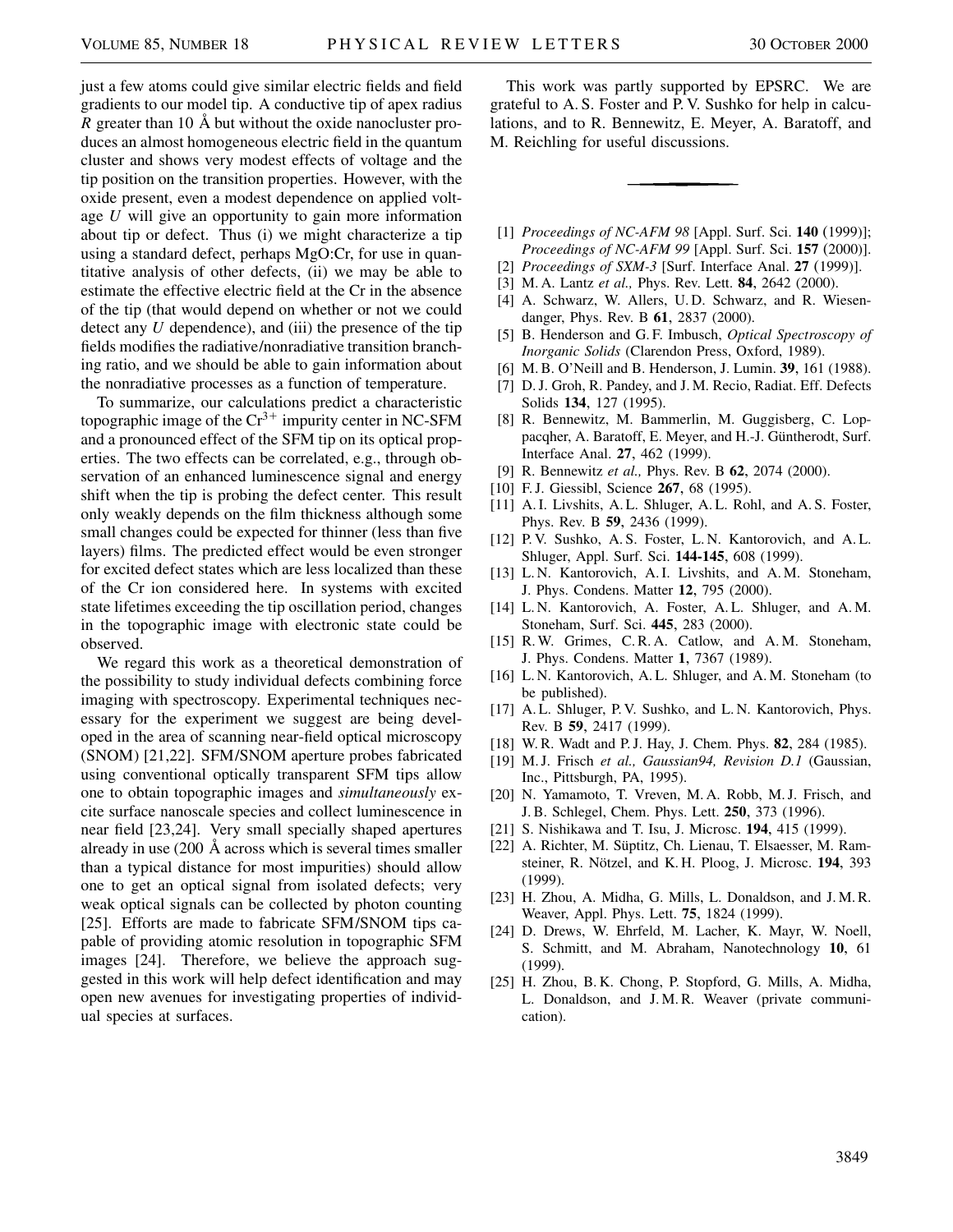just a few atoms could give similar electric fields and field gradients to our model tip. A conductive tip of apex radius $R$ greater than 10 Å but without the oxide nanocluster produces an almost homogeneous electric field in the quantum cluster and shows very modest effects of voltage and the tip position on the transition properties. However, with the oxide present, even a modest dependence on applied voltage $U$ will give an opportunity to gain more information about tip or defect. Thus (i) we might characterize a tip using a standard defect, perhaps MgO:Cr, for use in quantitative analysis of other defects, (ii) we may be able to estimate the effective electric field at the Cr in the absence of the tip (that would depend on whether or not we could detect any $U$ dependence), and (iii) the presence of the tip fields modifies the radiative/nonradiative transition branching ratio, and we should be able to gain information about the nonradiative processes as a function of temperature.

To summarize, our calculations predict a characteristic topographic image of the $Cr^{3+}$ impurity center in NC-SFM and a pronounced effect of the SFM tip on its optical properties. The two effects can be correlated, e.g., through observation of an enhanced luminescence signal and energy shift when the tip is probing the defect center. This result only weakly depends on the film thickness although some small changes could be expected for thinner (less than five layers) films. The predicted effect would be even stronger for excited defect states which are less localized than these of the Cr ion considered here. In systems with excited state lifetimes exceeding the tip oscillation period, changes in the topographic image with electronic state could be observed.

We regard this work as a theoretical demonstration of the possibility to study individual defects combining force imaging with spectroscopy. Experimental techniques necessary for the experiment we suggest are being developed in the area of scanning near-field optical microscopy (SNOM) [21,22]. SFM/SNOM aperture probes fabricated using conventional optically transparent SFM tips allow one to obtain topographic images and *simultaneously* excite surface nanoscale species and collect luminescence in near field [23,24]. Very small specially shaped apertures already in use (200 Å across which is several times smaller than a typical distance for most impurities) should allow one to get an optical signal from isolated defects; very weak optical signals can be collected by photon counting [25]. Efforts are made to fabricate SFM/SNOM tips capable of providing atomic resolution in topographic SFM images [24]. Therefore, we believe the approach suggested in this work will help defect identification and may open new avenues for investigating properties of individual species at surfaces.

This work was partly supported by EPSRC. We are grateful to A. S. Foster and P. V. Sushko for help in calculations, and to R. Bennewitz, E. Meyer, A. Baratoff, and M. Reichling for useful discussions.

---

[1] *Proceedings of NC-AFM 98* [Appl. Surf. Sci. **140** (1999)]; *Proceedings of NC-AFM 99* [Appl. Surf. Sci. **157** (2000)].

[2] *Proceedings of SXM-3* [Surf. Interface Anal. **27** (1999)].

[3] M. A. Lantz *et al.,* Phys. Rev. Lett. **84**, 2642 (2000).

[4] A. Schwarz, W. Allers, U. D. Schwarz, and R. Wiesendanger, Phys. Rev. B **61**, 2837 (2000).

[5] B. Henderson and G. F. Imbusch, *Optical Spectroscopy of Inorganic Solids* (Clarendon Press, Oxford, 1989).

[6] M. B. O'Neill and B. Henderson, J. Lumin. **39**, 161 (1988).

[7] D. J. Groh, R. Pandey, and J. M. Recio, Radiat. Eff. Defects Solids **134**, 127 (1995).

[8] R. Bennewitz, M. Bammerlin, M. Guggisberg, C. Loppacqher, A. Baratoff, E. Meyer, and H.-J. Güntherodt, Surf. Interface Anal. **27**, 462 (1999).

[9] R. Bennewitz *et al.,* Phys. Rev. B **62**, 2074 (2000).

[10] F. J. Giessibl, Science **267**, 68 (1995).

[11] A. I. Livshits, A. L. Shluger, A. L. Rohl, and A. S. Foster, Phys. Rev. B **59**, 2436 (1999).

[12] P. V. Sushko, A. S. Foster, L. N. Kantorovich, and A. L. Shluger, Appl. Surf. Sci. **144-145**, 608 (1999).

[13] L. N. Kantorovich, A. I. Livshits, and A. M. Stoneham, J. Phys. Condens. Matter **12**, 795 (2000).

[14] L. N. Kantorovich, A. Foster, A. L. Shluger, and A. M. Stoneham, Surf. Sci. **445**, 283 (2000).

[15] R. W. Grimes, C. R. A. Catlow, and A. M. Stoneham, J. Phys. Condens. Matter **1**, 7367 (1989).

[16] L. N. Kantorovich, A. L. Shluger, and A. M. Stoneham (to be published).

[17] A. L. Shluger, P. V. Sushko, and L. N. Kantorovich, Phys. Rev. B **59**, 2417 (1999).

[18] W. R. Wadt and P. J. Hay, J. Chem. Phys. **82**, 284 (1985).

[19] M. J. Frisch *et al., Gaussian94, Revision D.1* (Gaussian, Inc., Pittsburgh, PA, 1995).

[20] N. Yamamoto, T. Vreven, M. A. Robb, M. J. Frisch, and J. B. Schlegel, Chem. Phys. Lett. **250**, 373 (1996).

[21] S. Nishikawa and T. Isu, J. Microsc. **194**, 415 (1999).

[22] A. Richter, M. Süptitz, Ch. Lienau, T. Elsaesser, M. Ramsteiner, R. Nötzel, and K. H. Ploog, J. Microsc. **194**, 393 (1999).

[23] H. Zhou, A. Midha, G. Mills, L. Donaldson, and J. M. R. Weaver, Appl. Phys. Lett. **75**, 1824 (1999).

[24] D. Drews, W. Ehrfeld, M. Lacher, K. Mayr, W. Noell, S. Schmitt, and M. Abraham, Nanotechnology **10**, 61 (1999).

[25] H. Zhou, B. K. Chong, P. Stopford, G. Mills, A. Midha, L. Donaldson, and J. M. R. Weaver (private communication).